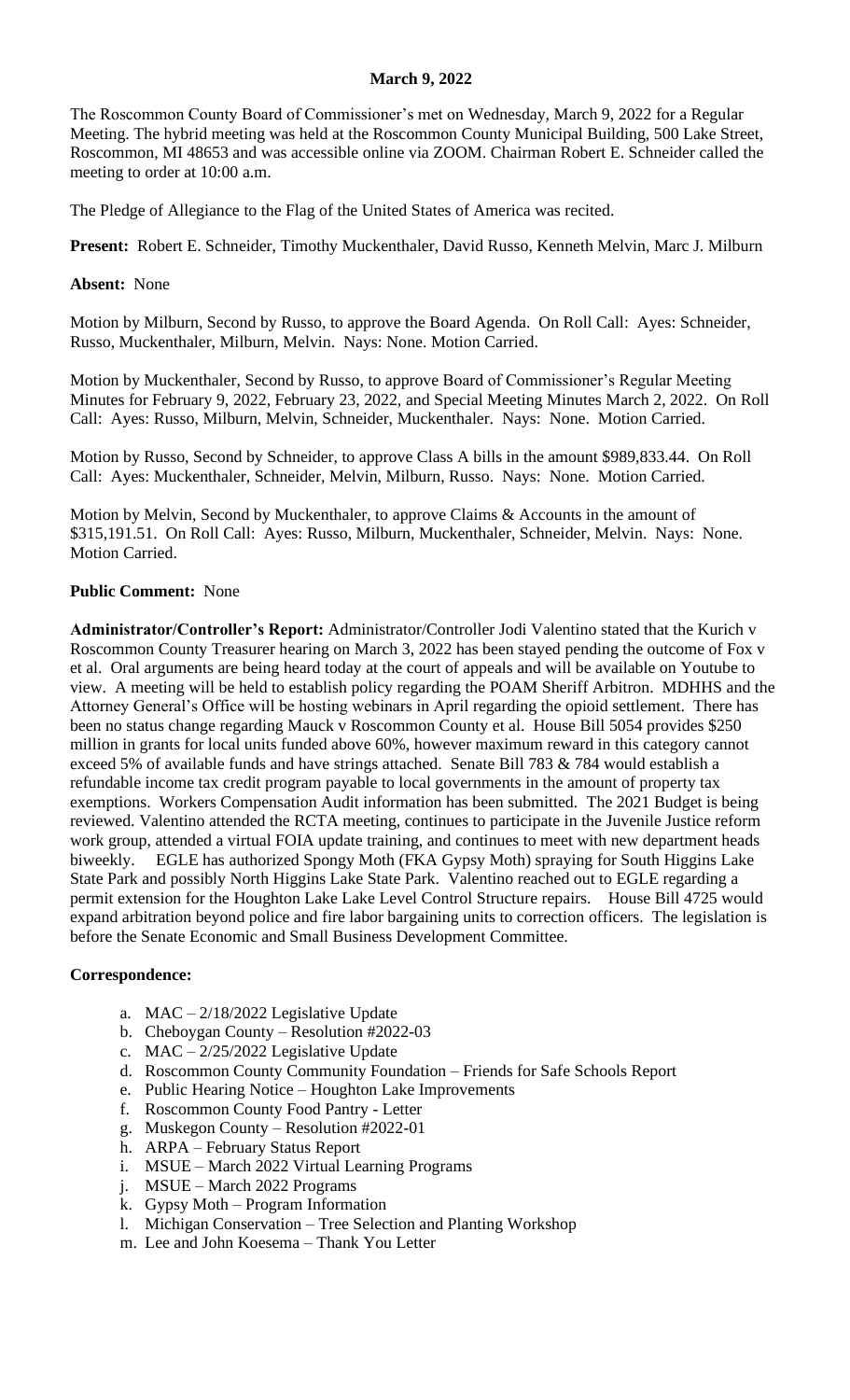**March 9, 2022**

The Roscommon County Board of Commissioner's met on Wednesday, March 9, 2022 for a Regular Meeting. The hybrid meeting was held at the Roscommon County Municipal Building, 500 Lake Street, Roscommon, MI 48653 and was accessible online via ZOOM. Chairman Robert E. Schneider called the meeting to order at 10:00 a.m.

The Pledge of Allegiance to the Flag of the United States of America was recited.

**Present:** Robert E. Schneider, Timothy Muckenthaler, David Russo, Kenneth Melvin, Marc J. Milburn

**Absent:** None

Motion by Milburn, Second by Russo, to approve the Board Agenda. On Roll Call: Ayes: Schneider, Russo, Muckenthaler, Milburn, Melvin. Nays: None. Motion Carried.

Motion by Muckenthaler, Second by Russo, to approve Board of Commissioner's Regular Meeting Minutes for February 9, 2022, February 23, 2022, and Special Meeting Minutes March 2, 2022. On Roll Call: Ayes: Russo, Milburn, Melvin, Schneider, Muckenthaler. Nays: None. Motion Carried.

Motion by Russo, Second by Schneider, to approve Class A bills in the amount $989,833.44. On Roll Call: Ayes: Muckenthaler, Schneider, Melvin, Milburn, Russo. Nays: None. Motion Carried.

Motion by Melvin, Second by Muckenthaler, to approve Claims & Accounts in the amount of $315,191.51. On Roll Call: Ayes: Russo, Milburn, Muckenthaler, Schneider, Melvin. Nays: None. Motion Carried.

**Public Comment:** None

**Administrator/Controller's Report:** Administrator/Controller Jodi Valentino stated that the Kurich v Roscommon County Treasurer hearing on March 3, 2022 has been stayed pending the outcome of Fox v et al. Oral arguments are being heard today at the court of appeals and will be available on Youtube to view. A meeting will be held to establish policy regarding the POAM Sheriff Arbitron. MDHHS and the Attorney General's Office will be hosting webinars in April regarding the opioid settlement. There has been no status change regarding Mauck v Roscommon County et al. House Bill 5054 provides $250 million in grants for local units funded above 60%, however maximum reward in this category cannot exceed 5% of available funds and have strings attached. Senate Bill 783 & 784 would establish a refundable income tax credit program payable to local governments in the amount of property tax exemptions. Workers Compensation Audit information has been submitted. The 2021 Budget is being reviewed. Valentino attended the RCTA meeting, continues to participate in the Juvenile Justice reform work group, attended a virtual FOIA update training, and continues to meet with new department heads biweekly. EGLE has authorized Spongy Moth (FKA Gypsy Moth) spraying for South Higgins Lake State Park and possibly North Higgins Lake State Park. Valentino reached out to EGLE regarding a permit extension for the Houghton Lake Lake Level Control Structure repairs. House Bill 4725 would expand arbitration beyond police and fire labor bargaining units to correction officers. The legislation is before the Senate Economic and Small Business Development Committee.

**Correspondence:**

a. MAC – 2/18/2022 Legislative Update
b. Cheboygan County – Resolution #2022-03
c. MAC – 2/25/2022 Legislative Update
d. Roscommon County Community Foundation – Friends for Safe Schools Report
e. Public Hearing Notice – Houghton Lake Improvements
f. Roscommon County Food Pantry - Letter
g. Muskegon County – Resolution #2022-01
h. ARPA – February Status Report
i. MSUE – March 2022 Virtual Learning Programs
j. MSUE – March 2022 Programs
k. Gypsy Moth – Program Information
l. Michigan Conservation – Tree Selection and Planting Workshop
m. Lee and John Koesema – Thank You Letter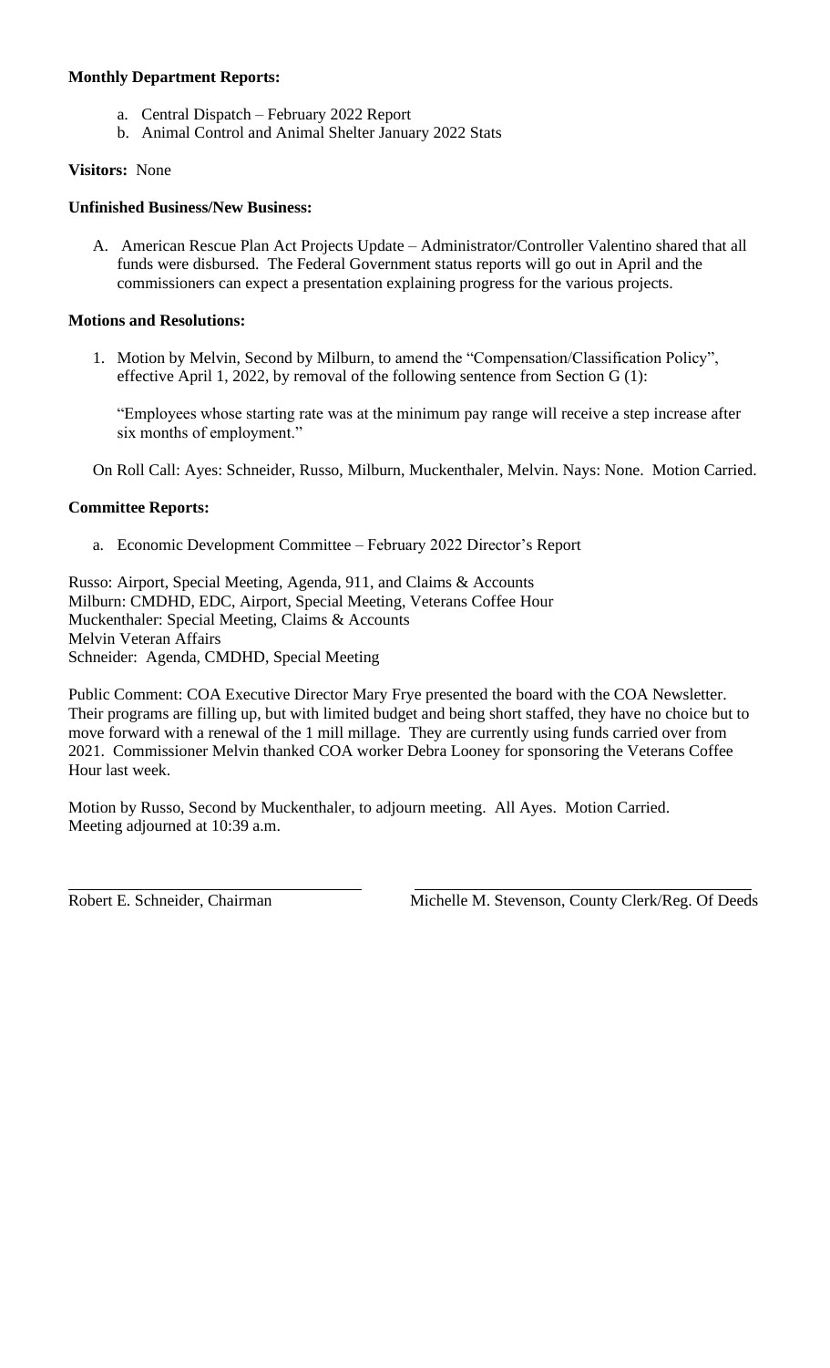**Monthly Department Reports:**

a. Central Dispatch – February 2022 Report
b. Animal Control and Animal Shelter January 2022 Stats

**Visitors:** None

**Unfinished Business/New Business:**

A. American Rescue Plan Act Projects Update – Administrator/Controller Valentino shared that all funds were disbursed. The Federal Government status reports will go out in April and the commissioners can expect a presentation explaining progress for the various projects.

**Motions and Resolutions:**

1. Motion by Melvin, Second by Milburn, to amend the "Compensation/Classification Policy", effective April 1, 2022, by removal of the following sentence from Section G (1):

   "Employees whose starting rate was at the minimum pay range will receive a step increase after six months of employment."

On Roll Call: Ayes: Schneider, Russo, Milburn, Muckenthaler, Melvin. Nays: None. Motion Carried.

**Committee Reports:**

a. Economic Development Committee – February 2022 Director's Report

Russo: Airport, Special Meeting, Agenda, 911, and Claims & Accounts
Milburn: CMDHD, EDC, Airport, Special Meeting, Veterans Coffee Hour
Muckenthaler: Special Meeting, Claims & Accounts
Melvin Veteran Affairs
Schneider: Agenda, CMDHD, Special Meeting

Public Comment: COA Executive Director Mary Frye presented the board with the COA Newsletter. Their programs are filling up, but with limited budget and being short staffed, they have no choice but to move forward with a renewal of the 1 mill millage. They are currently using funds carried over from 2021. Commissioner Melvin thanked COA worker Debra Looney for sponsoring the Veterans Coffee Hour last week.

Motion by Russo, Second by Muckenthaler, to adjourn meeting. All Ayes. Motion Carried.
Meeting adjourned at 10:39 a.m.

Robert E. Schneider, Chairman

Michelle M. Stevenson, County Clerk/Reg. Of Deeds